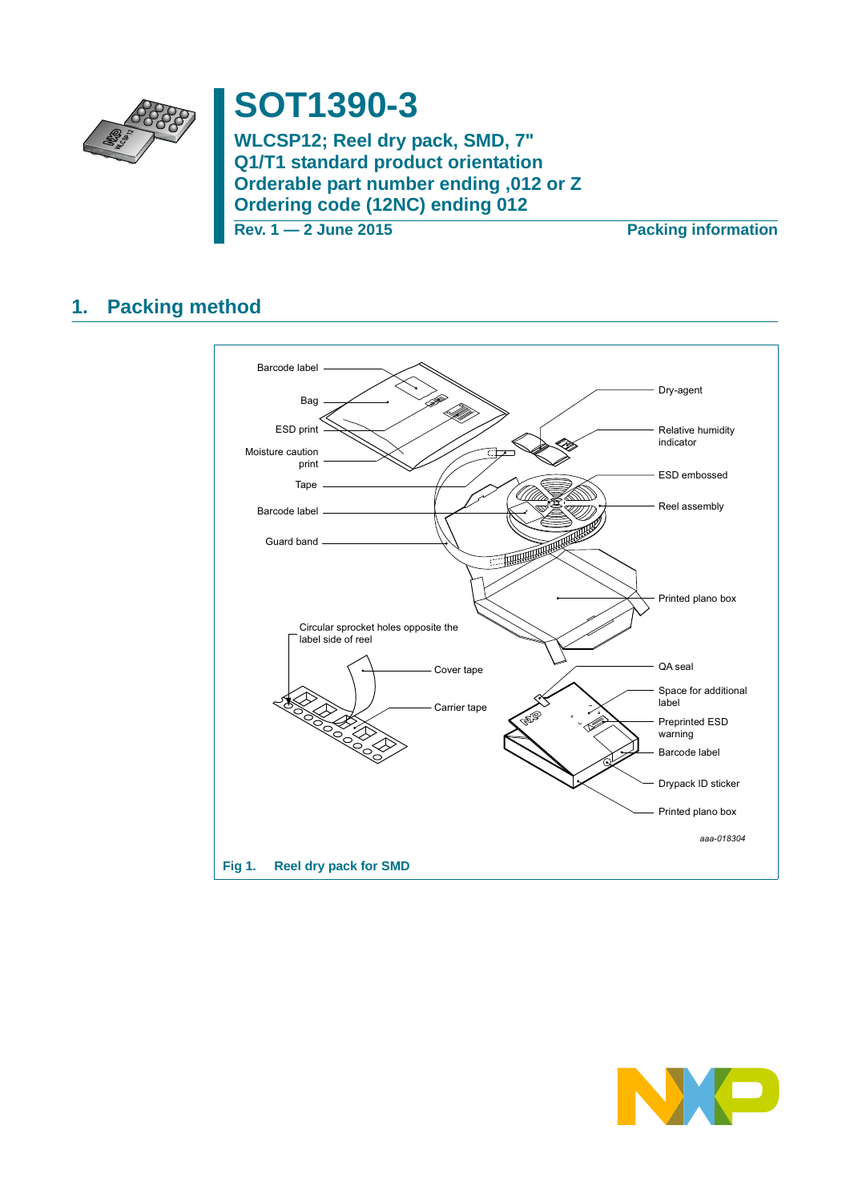# SOT1390-3

## WLCSP12; Reel dry pack, SMD, 7"
## Q1/T1 standard product orientation
## Orderable part number ending ,012 or Z
## Ordering code (12NC) ending 012

**Rev. 1 — 2 June 2015** **Packing information**

## 1. Packing method

Barcode label

Bag

ESD print

Moisture caution print

Tape

Barcode label

Guard band

Dry-agent

Relative humidity indicator

ESD embossed

Reel assembly

Printed plano box

Circular sprocket holes opposite the label side of reel

Cover tape

Carrier tape

QA seal

Space for additional label

Preprinted ESD warning

Barcode label

Drypack ID sticker

Printed plano box

*aaa-018304*

**Fig 1. Reel dry pack for SMD**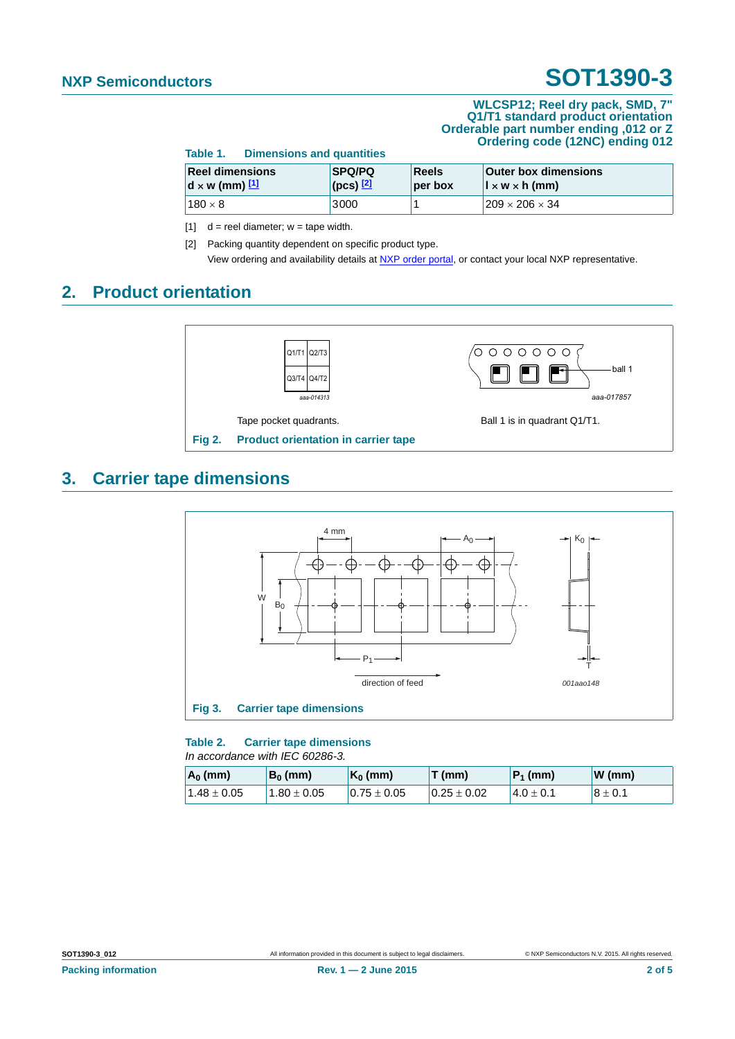**WLCSP12; Reel dry pack, SMD, 7"**
**Q1/T1 standard product orientation**
**Orderable part number ending ,012 or Z**
**Ordering code (12NC) ending 012**

**Table 1. Dimensions and quantities**

| Reel dimensions d × w (mm) [1] | SPQ/PQ (pcs) [2] | Reels per box | Outer box dimensions l × w × h (mm) |
|---|---|---|---|
| 180 × 8 | 3000 | 1 | 209 × 206 × 34 |

[1] d = reel diameter; w = tape width.

[2] Packing quantity dependent on specific product type.
View ordering and availability details at NXP order portal, or contact your local NXP representative.

## 2. Product orientation

Tape pocket quadrants.

Ball 1 is in quadrant Q1/T1.

**Fig 2. Product orientation in carrier tape**

## 3. Carrier tape dimensions

**Fig 3. Carrier tape dimensions**

**Table 2. Carrier tape dimensions**
*In accordance with IEC 60286-3.*

| $A_0$ (mm) | $B_0$ (mm) | $K_0$ (mm) | T (mm) | $P_1$ (mm) | W (mm) |
|---|---|---|---|---|---|
| 1.48 ± 0.05 | 1.80 ± 0.05 | 0.75 ± 0.05 | 0.25 ± 0.02 | 4.0 ± 0.1 | 8 ± 0.1 |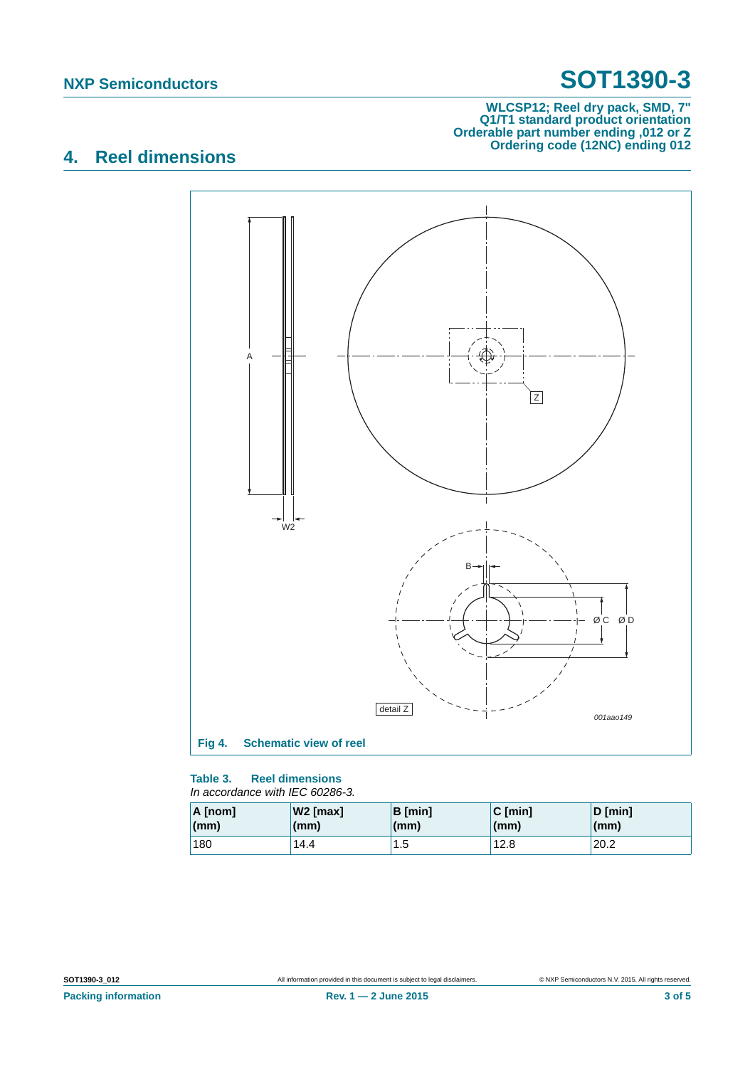## 4. Reel dimensions

Fig 4. Schematic view of reel

**Table 3. Reel dimensions**

*In accordance with IEC 60286-3.*

| A [nom] (mm) | W2 [max] (mm) | B [min] (mm) | C [min] (mm) | D [min] (mm) |
|---|---|---|---|---|
| 180 | 14.4 | 1.5 | 12.8 | 20.2 |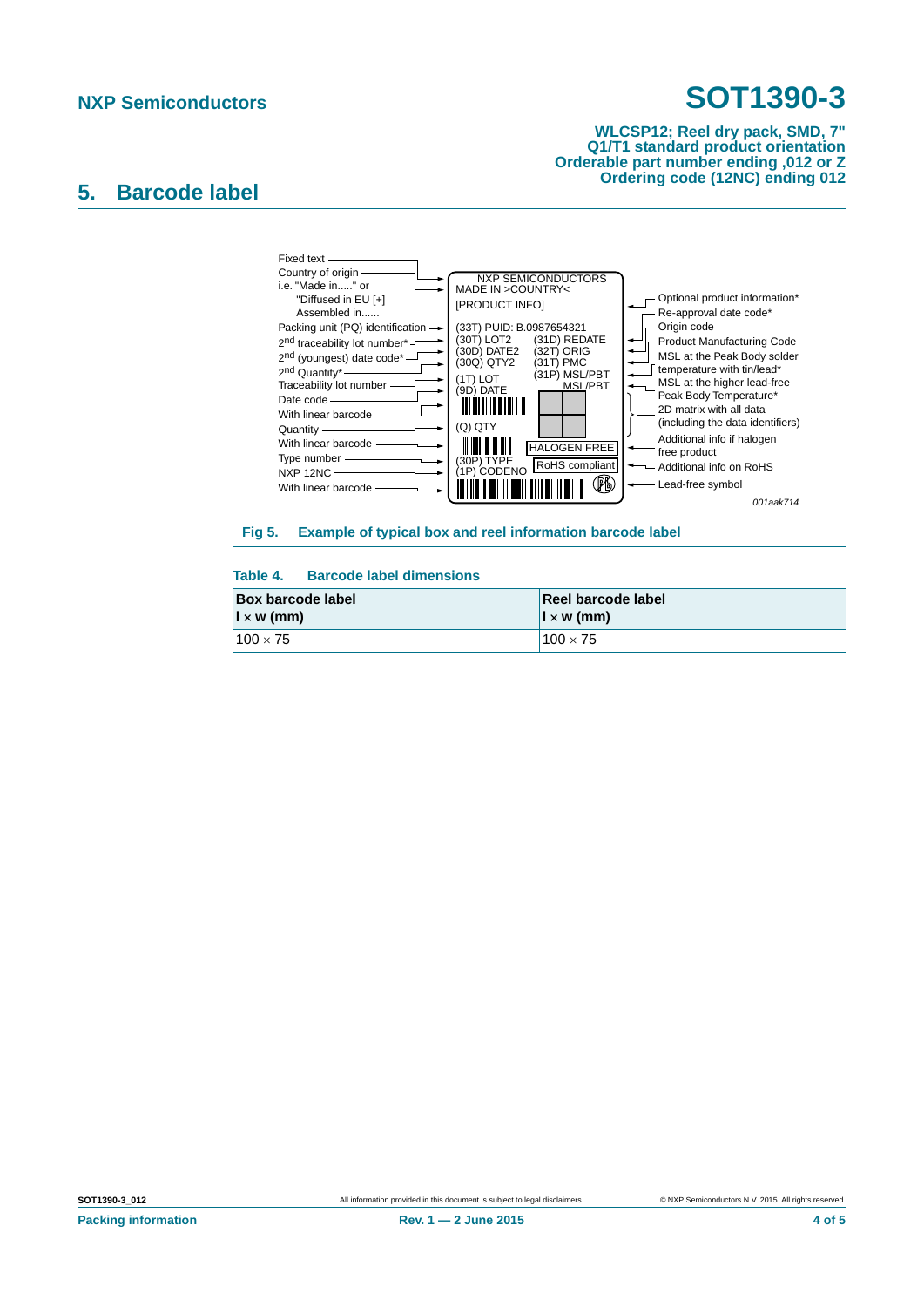## 5. Barcode label

Fixed text
Country of origin
i.e. "Made in....." or
"Diffused in EU [+]
Assembled in......
Packing unit (PQ) identification
2nd traceability lot number*
2nd (youngest) date code*
2nd Quantity*
Traceability lot number
Date code
With linear barcode
Quantity
With linear barcode
Type number
NXP 12NC
With linear barcode

NXP SEMICONDUCTORS
MADE IN >COUNTRY<
[PRODUCT INFO]
(33T) PUID: B.0987654321
(30T) LOT2 (31D) REDATE
(30D) DATE2 (32T) ORIG
(30Q) QTY2 (31T) PMC
(1T) LOT (31P) MSL/PBT
(9D) DATE MSL/PBT
(Q) QTY
HALOGEN FREE
(30P) TYPE
(1P) CODENO
RoHS compliant

Optional product information*
Re-approval date code*
Origin code
Product Manufacturing Code
MSL at the Peak Body solder temperature with tin/lead*
MSL at the higher lead-free Peak Body Temperature*
2D matrix with all data (including the data identifiers)
Additional info if halogen free product
Additional info on RoHS
Lead-free symbol

001aak714

**Fig 5. Example of typical box and reel information barcode label**

**Table 4. Barcode label dimensions**

| Box barcode label l × w (mm) | Reel barcode label l × w (mm) |
|---|---|
| 100 × 75 | 100 × 75 |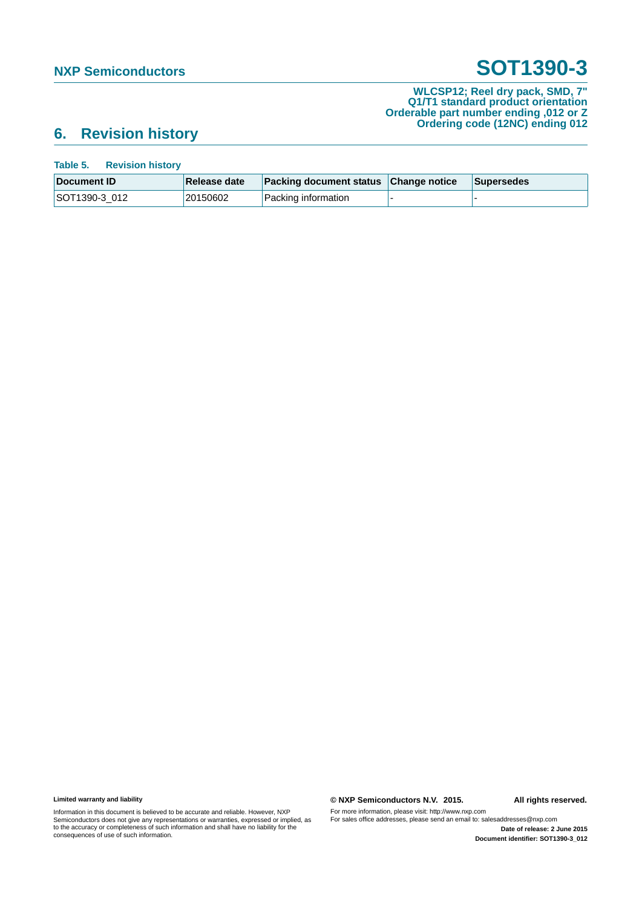## 6. Revision history

**Table 5. Revision history**

| Document ID | Release date | Packing document status | Change notice | Supersedes |
|---|---|---|---|---|
| SOT1390-3_012 | 20150602 | Packing information | - | - |

**Limited warranty and liability**

Information in this document is believed to be accurate and reliable. However, NXP Semiconductors does not give any representations or warranties, expressed or implied, as to the accuracy or completeness of such information and shall have no liability for the consequences of use of such information.

**© NXP Semiconductors N.V. 2015. All rights reserved.**

For more information, please visit: http://www.nxp.com
For sales office addresses, please send an email to: salesaddresses@nxp.com

**Date of release: 2 June 2015**
**Document identifier: SOT1390-3_012**